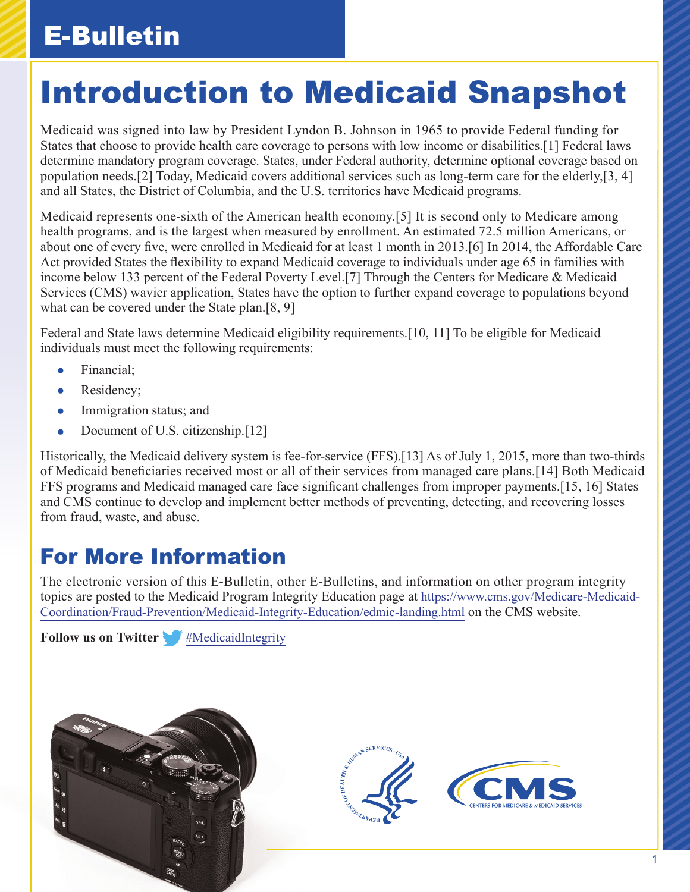E-Bulletin

# Introduction to Medicaid Snapshot

Medicaid was signed into law by President Lyndon B. Johnson in 1965 to provide Federal funding for States that choose to provide health care coverage to persons with low income or disabilities.[1] Federal laws determine mandatory program coverage. States, under Federal authority, determine optional coverage based on population needs.[2] Today, Medicaid covers additional services such as long-term care for the elderly,[3, 4] and all States, the District of Columbia, and the U.S. territories have Medicaid programs.

Medicaid represents one-sixth of the American health economy.[5] It is second only to Medicare among health programs, and is the largest when measured by enrollment. An estimated 72.5 million Americans, or about one of every five, were enrolled in Medicaid for at least 1 month in 2013.[6] In 2014, the Affordable Care Act provided States the flexibility to expand Medicaid coverage to individuals under age 65 in families with income below 133 percent of the Federal Poverty Level.[7] Through the Centers for Medicare & Medicaid Services (CMS) wavier application, States have the option to further expand coverage to populations beyond what can be covered under the State plan.[8, 9]

Federal and State laws determine Medicaid eligibility requirements.[10, 11] To be eligible for Medicaid individuals must meet the following requirements:

- Financial;
- Residency;
- Immigration status; and
- Document of U.S. citizenship.[12]

Historically, the Medicaid delivery system is fee-for-service (FFS).[13] As of July 1, 2015, more than two-thirds of Medicaid beneficiaries received most or all of their services from managed care plans.[14] Both Medicaid FFS programs and Medicaid managed care face significant challenges from improper payments.[15, 16] States and CMS continue to develop and implement better methods of preventing, detecting, and recovering losses from fraud, waste, and abuse.

## For More Information

The electronic version of this E-Bulletin, other E-Bulletins, and information on other program integrity topics are posted to the Medicaid Program Integrity Education page at https://www.cms.gov/Medicare-Medicaid-Coordination/Fraud-Prevention/Medicaid-Integrity-Education/edmic-landing.html on the CMS website.

**Follow us on Twitter** #MedicaidIntegrity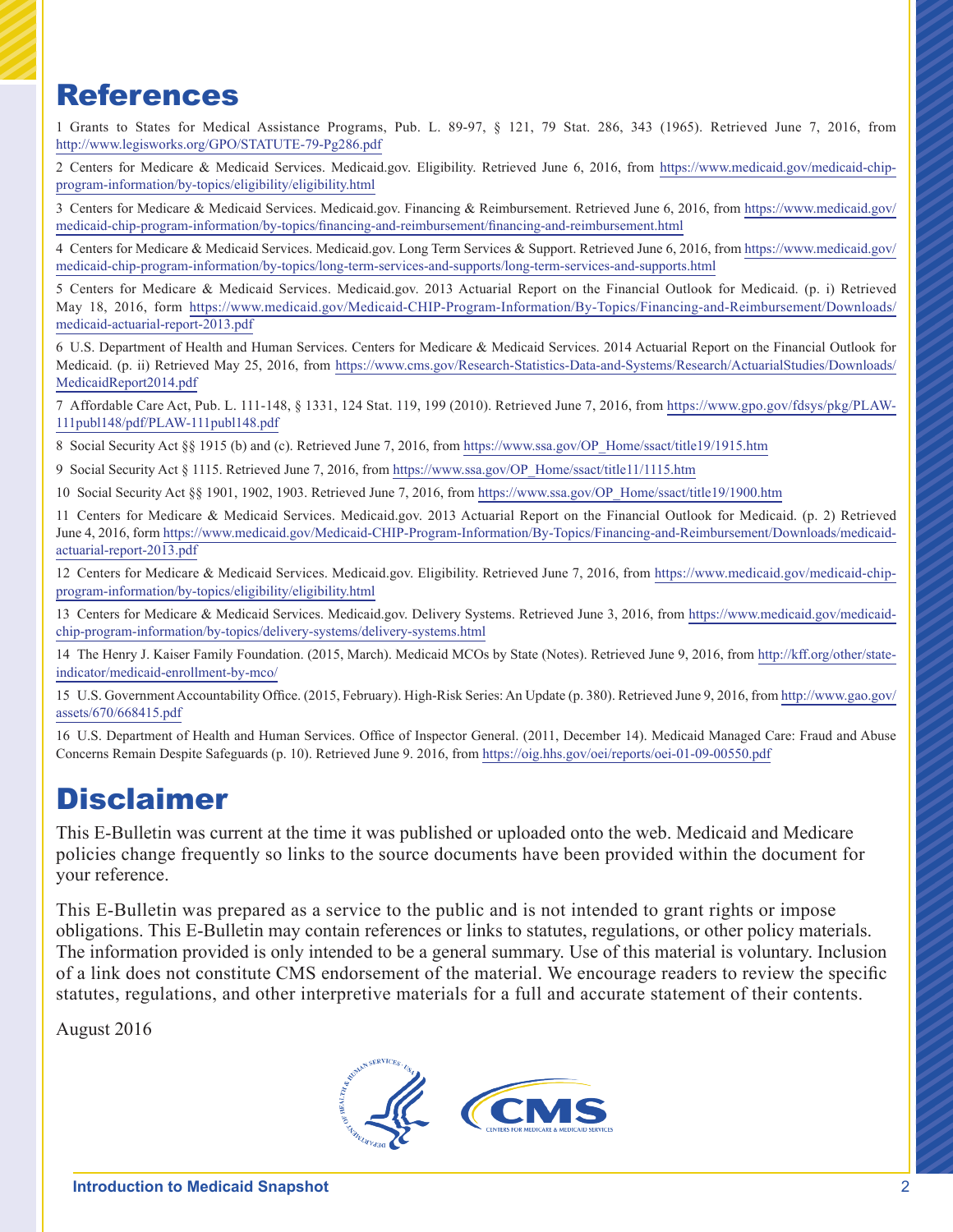# References

1 Grants to States for Medical Assistance Programs, Pub. L. 89-97, § 121, 79 Stat. 286, 343 (1965). Retrieved June 7, 2016, from http://www.legisworks.org/GPO/STATUTE-79-Pg286.pdf

2 Centers for Medicare & Medicaid Services. Medicaid.gov. Eligibility. Retrieved June 6, 2016, from https://www.medicaid.gov/medicaid-chip-program-information/by-topics/eligibility/eligibility.html

3 Centers for Medicare & Medicaid Services. Medicaid.gov. Financing & Reimbursement. Retrieved June 6, 2016, from https://www.medicaid.gov/medicaid-chip-program-information/by-topics/financing-and-reimbursement/financing-and-reimbursement.html

4 Centers for Medicare & Medicaid Services. Medicaid.gov. Long Term Services & Support. Retrieved June 6, 2016, from https://www.medicaid.gov/medicaid-chip-program-information/by-topics/long-term-services-and-supports/long-term-services-and-supports.html

5 Centers for Medicare & Medicaid Services. Medicaid.gov. 2013 Actuarial Report on the Financial Outlook for Medicaid. (p. i) Retrieved May 18, 2016, form https://www.medicaid.gov/Medicaid-CHIP-Program-Information/By-Topics/Financing-and-Reimbursement/Downloads/medicaid-actuarial-report-2013.pdf

6 U.S. Department of Health and Human Services. Centers for Medicare & Medicaid Services. 2014 Actuarial Report on the Financial Outlook for Medicaid. (p. ii) Retrieved May 25, 2016, from https://www.cms.gov/Research-Statistics-Data-and-Systems/Research/ActuarialStudies/Downloads/MedicaidReport2014.pdf

7 Affordable Care Act, Pub. L. 111-148, § 1331, 124 Stat. 119, 199 (2010). Retrieved June 7, 2016, from https://www.gpo.gov/fdsys/pkg/PLAW-111publ148/pdf/PLAW-111publ148.pdf

8 Social Security Act §§ 1915 (b) and (c). Retrieved June 7, 2016, from https://www.ssa.gov/OP_Home/ssact/title19/1915.htm

9 Social Security Act § 1115. Retrieved June 7, 2016, from https://www.ssa.gov/OP_Home/ssact/title11/1115.htm

10 Social Security Act §§ 1901, 1902, 1903. Retrieved June 7, 2016, from https://www.ssa.gov/OP_Home/ssact/title19/1900.htm

11 Centers for Medicare & Medicaid Services. Medicaid.gov. 2013 Actuarial Report on the Financial Outlook for Medicaid. (p. 2) Retrieved June 4, 2016, form https://www.medicaid.gov/Medicaid-CHIP-Program-Information/By-Topics/Financing-and-Reimbursement/Downloads/medicaid-actuarial-report-2013.pdf

12 Centers for Medicare & Medicaid Services. Medicaid.gov. Eligibility. Retrieved June 7, 2016, from https://www.medicaid.gov/medicaid-chip-program-information/by-topics/eligibility/eligibility.html

13 Centers for Medicare & Medicaid Services. Medicaid.gov. Delivery Systems. Retrieved June 3, 2016, from https://www.medicaid.gov/medicaid-chip-program-information/by-topics/delivery-systems/delivery-systems.html

14 The Henry J. Kaiser Family Foundation. (2015, March). Medicaid MCOs by State (Notes). Retrieved June 9, 2016, from http://kff.org/other/state-indicator/medicaid-enrollment-by-mco/

15 U.S. Government Accountability Office. (2015, February). High-Risk Series: An Update (p. 380). Retrieved June 9, 2016, from http://www.gao.gov/assets/670/668415.pdf

16 U.S. Department of Health and Human Services. Office of Inspector General. (2011, December 14). Medicaid Managed Care: Fraud and Abuse Concerns Remain Despite Safeguards (p. 10). Retrieved June 9. 2016, from https://oig.hhs.gov/oei/reports/oei-01-09-00550.pdf

# Disclaimer

This E-Bulletin was current at the time it was published or uploaded onto the web. Medicaid and Medicare policies change frequently so links to the source documents have been provided within the document for your reference.

This E-Bulletin was prepared as a service to the public and is not intended to grant rights or impose obligations. This E-Bulletin may contain references or links to statutes, regulations, or other policy materials. The information provided is only intended to be a general summary. Use of this material is voluntary. Inclusion of a link does not constitute CMS endorsement of the material. We encourage readers to review the specific statutes, regulations, and other interpretive materials for a full and accurate statement of their contents.

August 2016